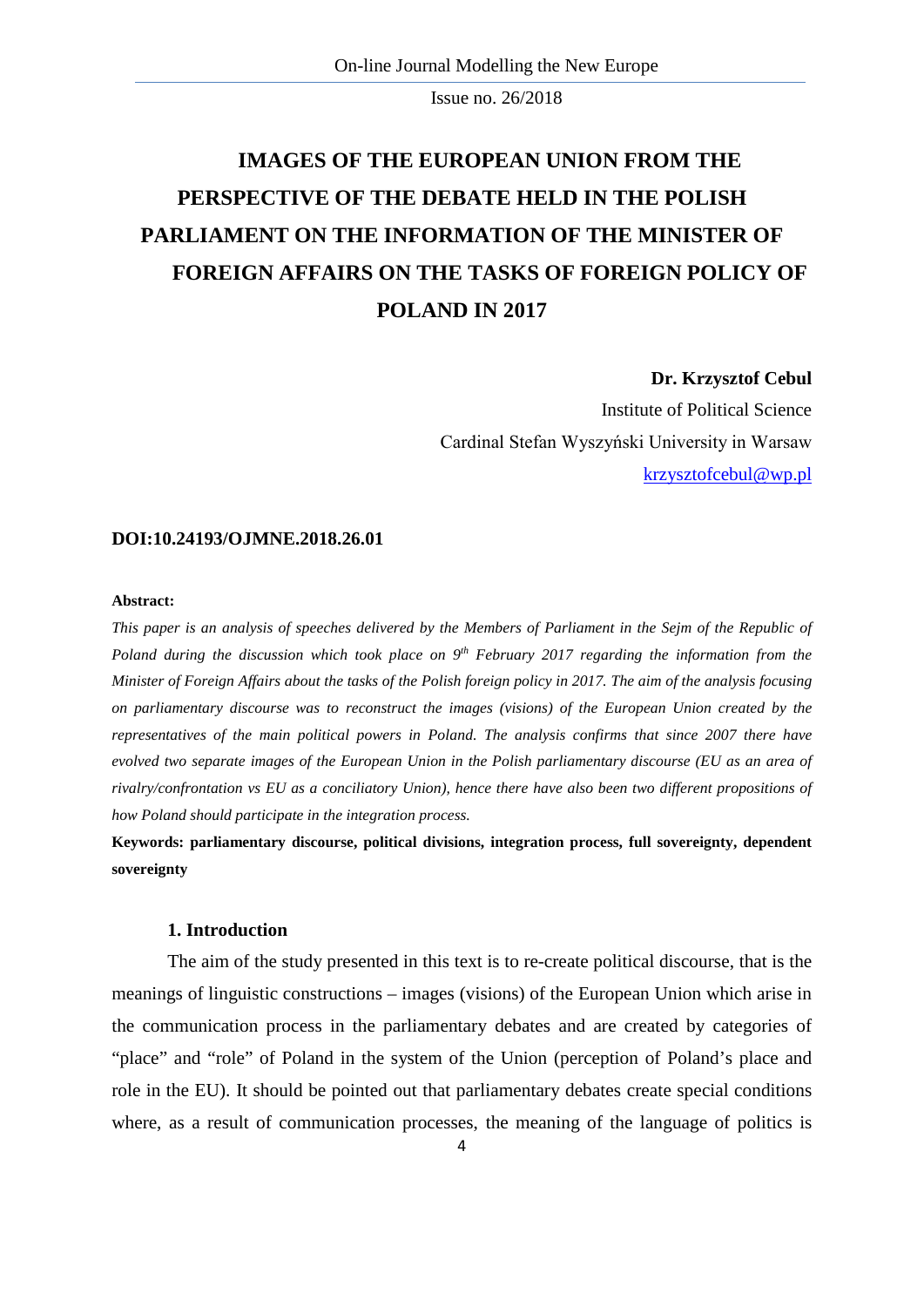# IMAGES OF THE EUROPEAN UNION FROM THE PERSPECTIVE OF THE DEBATE HELD IN THE POLISH PARLIAMENT ON THE INFORMATION OF THE MINISTER OF FOREIGN AFFAIRS ON THE TASKS OF FOREIGN POLICY OF POLAND IN 2017

**Dr. Krzysztof Cebul**
Institute of Political Science
Cardinal Stefan Wyszyński University in Warsaw
krzysztofcebul@wp.pl

**DOI:10.24193/OJMNE.2018.26.01**

**Abstract:**

*This paper is an analysis of speeches delivered by the Members of Parliament in the Sejm of the Republic of Poland during the discussion which took place on 9th February 2017 regarding the information from the Minister of Foreign Affairs about the tasks of the Polish foreign policy in 2017. The aim of the analysis focusing on parliamentary discourse was to reconstruct the images (visions) of the European Union created by the representatives of the main political powers in Poland. The analysis confirms that since 2007 there have evolved two separate images of the European Union in the Polish parliamentary discourse (EU as an area of rivalry/confrontation vs EU as a conciliatory Union), hence there have also been two different propositions of how Poland should participate in the integration process.*

**Keywords: parliamentary discourse, political divisions, integration process, full sovereignty, dependent sovereignty**

## 1. Introduction

The aim of the study presented in this text is to re-create political discourse, that is the meanings of linguistic constructions – images (visions) of the European Union which arise in the communication process in the parliamentary debates and are created by categories of "place" and "role" of Poland in the system of the Union (perception of Poland's place and role in the EU). It should be pointed out that parliamentary debates create special conditions where, as a result of communication processes, the meaning of the language of politics is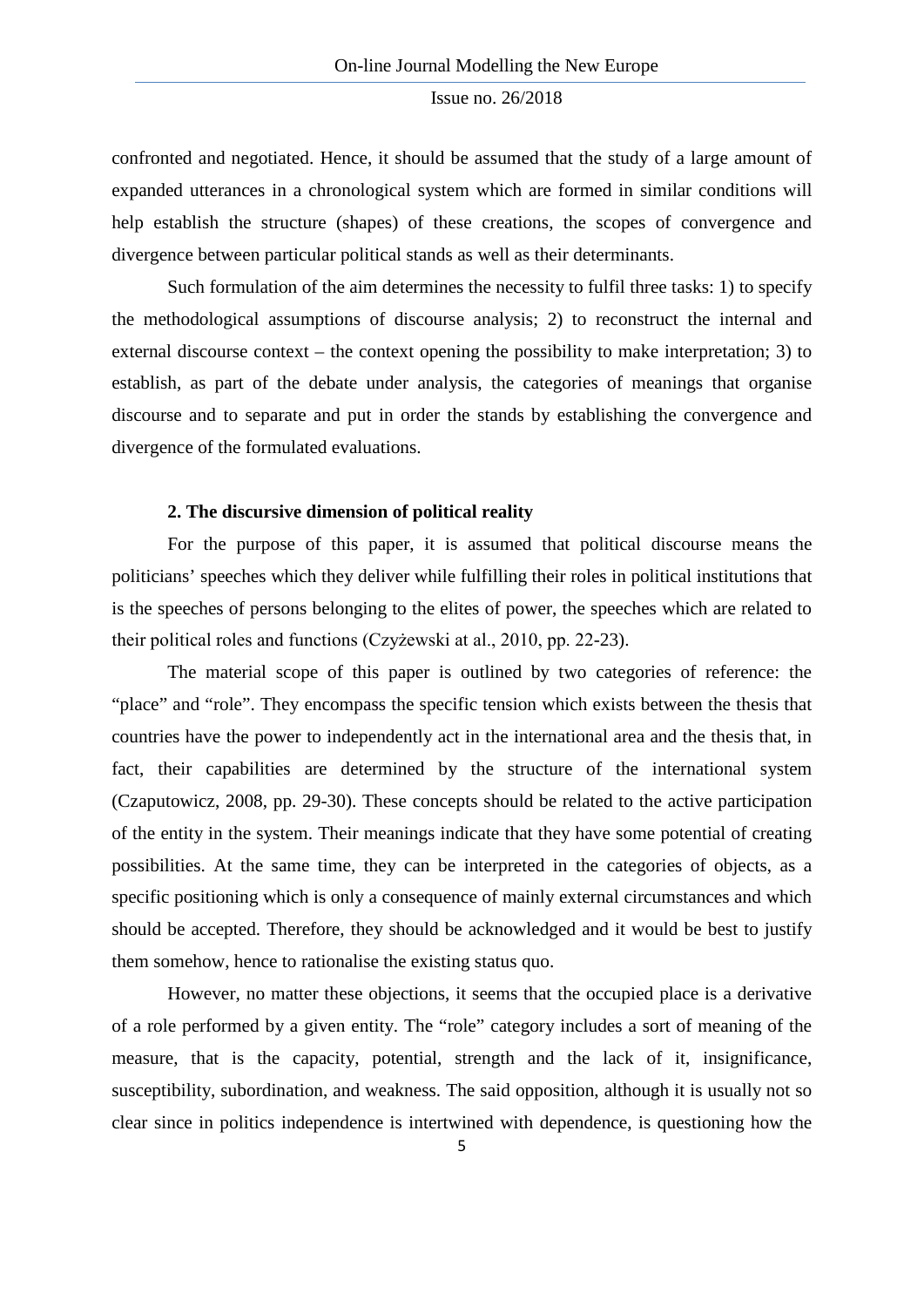confronted and negotiated. Hence, it should be assumed that the study of a large amount of expanded utterances in a chronological system which are formed in similar conditions will help establish the structure (shapes) of these creations, the scopes of convergence and divergence between particular political stands as well as their determinants.

Such formulation of the aim determines the necessity to fulfil three tasks: 1) to specify the methodological assumptions of discourse analysis; 2) to reconstruct the internal and external discourse context – the context opening the possibility to make interpretation; 3) to establish, as part of the debate under analysis, the categories of meanings that organise discourse and to separate and put in order the stands by establishing the convergence and divergence of the formulated evaluations.

## 2. The discursive dimension of political reality

For the purpose of this paper, it is assumed that political discourse means the politicians' speeches which they deliver while fulfilling their roles in political institutions that is the speeches of persons belonging to the elites of power, the speeches which are related to their political roles and functions (Czyżewski at al., 2010, pp. 22-23).

The material scope of this paper is outlined by two categories of reference: the "place" and "role". They encompass the specific tension which exists between the thesis that countries have the power to independently act in the international area and the thesis that, in fact, their capabilities are determined by the structure of the international system (Czaputowicz, 2008, pp. 29-30). These concepts should be related to the active participation of the entity in the system. Their meanings indicate that they have some potential of creating possibilities. At the same time, they can be interpreted in the categories of objects, as a specific positioning which is only a consequence of mainly external circumstances and which should be accepted. Therefore, they should be acknowledged and it would be best to justify them somehow, hence to rationalise the existing status quo.

However, no matter these objections, it seems that the occupied place is a derivative of a role performed by a given entity. The "role" category includes a sort of meaning of the measure, that is the capacity, potential, strength and the lack of it, insignificance, susceptibility, subordination, and weakness. The said opposition, although it is usually not so clear since in politics independence is intertwined with dependence, is questioning how the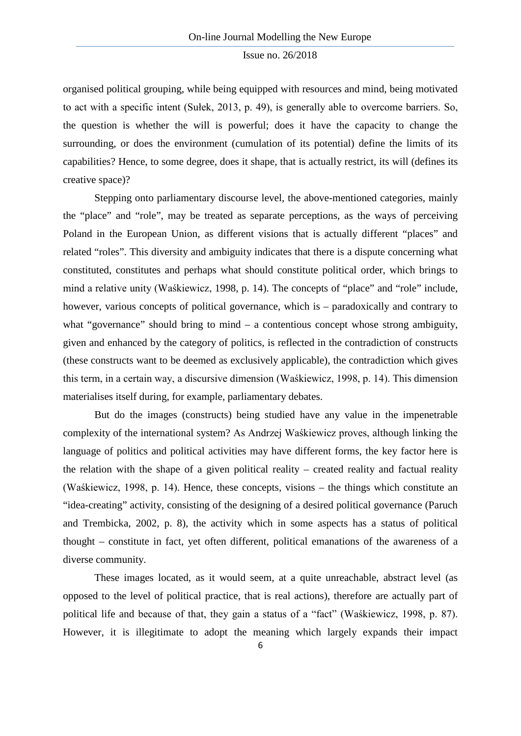organised political grouping, while being equipped with resources and mind, being motivated to act with a specific intent (Sułek, 2013, p. 49), is generally able to overcome barriers. So, the question is whether the will is powerful; does it have the capacity to change the surrounding, or does the environment (cumulation of its potential) define the limits of its capabilities? Hence, to some degree, does it shape, that is actually restrict, its will (defines its creative space)?

Stepping onto parliamentary discourse level, the above-mentioned categories, mainly the "place" and "role", may be treated as separate perceptions, as the ways of perceiving Poland in the European Union, as different visions that is actually different "places" and related "roles". This diversity and ambiguity indicates that there is a dispute concerning what constituted, constitutes and perhaps what should constitute political order, which brings to mind a relative unity (Waśkiewicz, 1998, p. 14). The concepts of "place" and "role" include, however, various concepts of political governance, which is – paradoxically and contrary to what "governance" should bring to mind – a contentious concept whose strong ambiguity, given and enhanced by the category of politics, is reflected in the contradiction of constructs (these constructs want to be deemed as exclusively applicable), the contradiction which gives this term, in a certain way, a discursive dimension (Waśkiewicz, 1998, p. 14). This dimension materialises itself during, for example, parliamentary debates.

But do the images (constructs) being studied have any value in the impenetrable complexity of the international system? As Andrzej Waśkiewicz proves, although linking the language of politics and political activities may have different forms, the key factor here is the relation with the shape of a given political reality – created reality and factual reality (Waśkiewicz, 1998, p. 14). Hence, these concepts, visions – the things which constitute an "idea-creating" activity, consisting of the designing of a desired political governance (Paruch and Trembicka, 2002, p. 8), the activity which in some aspects has a status of political thought – constitute in fact, yet often different, political emanations of the awareness of a diverse community.

These images located, as it would seem, at a quite unreachable, abstract level (as opposed to the level of political practice, that is real actions), therefore are actually part of political life and because of that, they gain a status of a "fact" (Waśkiewicz, 1998, p. 87). However, it is illegitimate to adopt the meaning which largely expands their impact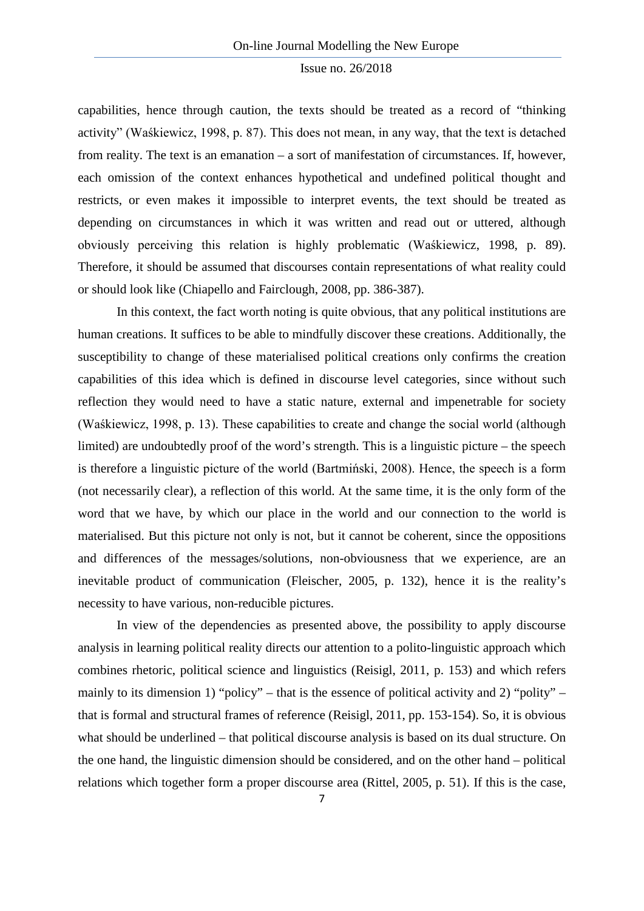capabilities, hence through caution, the texts should be treated as a record of “thinking activity” (Waśkiewicz, 1998, p. 87). This does not mean, in any way, that the text is detached from reality. The text is an emanation – a sort of manifestation of circumstances. If, however, each omission of the context enhances hypothetical and undefined political thought and restricts, or even makes it impossible to interpret events, the text should be treated as depending on circumstances in which it was written and read out or uttered, although obviously perceiving this relation is highly problematic (Waśkiewicz, 1998, p. 89). Therefore, it should be assumed that discourses contain representations of what reality could or should look like (Chiapello and Fairclough, 2008, pp. 386-387).

In this context, the fact worth noting is quite obvious, that any political institutions are human creations. It suffices to be able to mindfully discover these creations. Additionally, the susceptibility to change of these materialised political creations only confirms the creation capabilities of this idea which is defined in discourse level categories, since without such reflection they would need to have a static nature, external and impenetrable for society (Waśkiewicz, 1998, p. 13). These capabilities to create and change the social world (although limited) are undoubtedly proof of the word’s strength. This is a linguistic picture – the speech is therefore a linguistic picture of the world (Bartmiński, 2008). Hence, the speech is a form (not necessarily clear), a reflection of this world. At the same time, it is the only form of the word that we have, by which our place in the world and our connection to the world is materialised. But this picture not only is not, but it cannot be coherent, since the oppositions and differences of the messages/solutions, non-obviousness that we experience, are an inevitable product of communication (Fleischer, 2005, p. 132), hence it is the reality’s necessity to have various, non-reducible pictures.

In view of the dependencies as presented above, the possibility to apply discourse analysis in learning political reality directs our attention to a polito-linguistic approach which combines rhetoric, political science and linguistics (Reisigl, 2011, p. 153) and which refers mainly to its dimension 1) “policy” – that is the essence of political activity and 2) “polity” – that is formal and structural frames of reference (Reisigl, 2011, pp. 153-154). So, it is obvious what should be underlined – that political discourse analysis is based on its dual structure. On the one hand, the linguistic dimension should be considered, and on the other hand – political relations which together form a proper discourse area (Rittel, 2005, p. 51). If this is the case,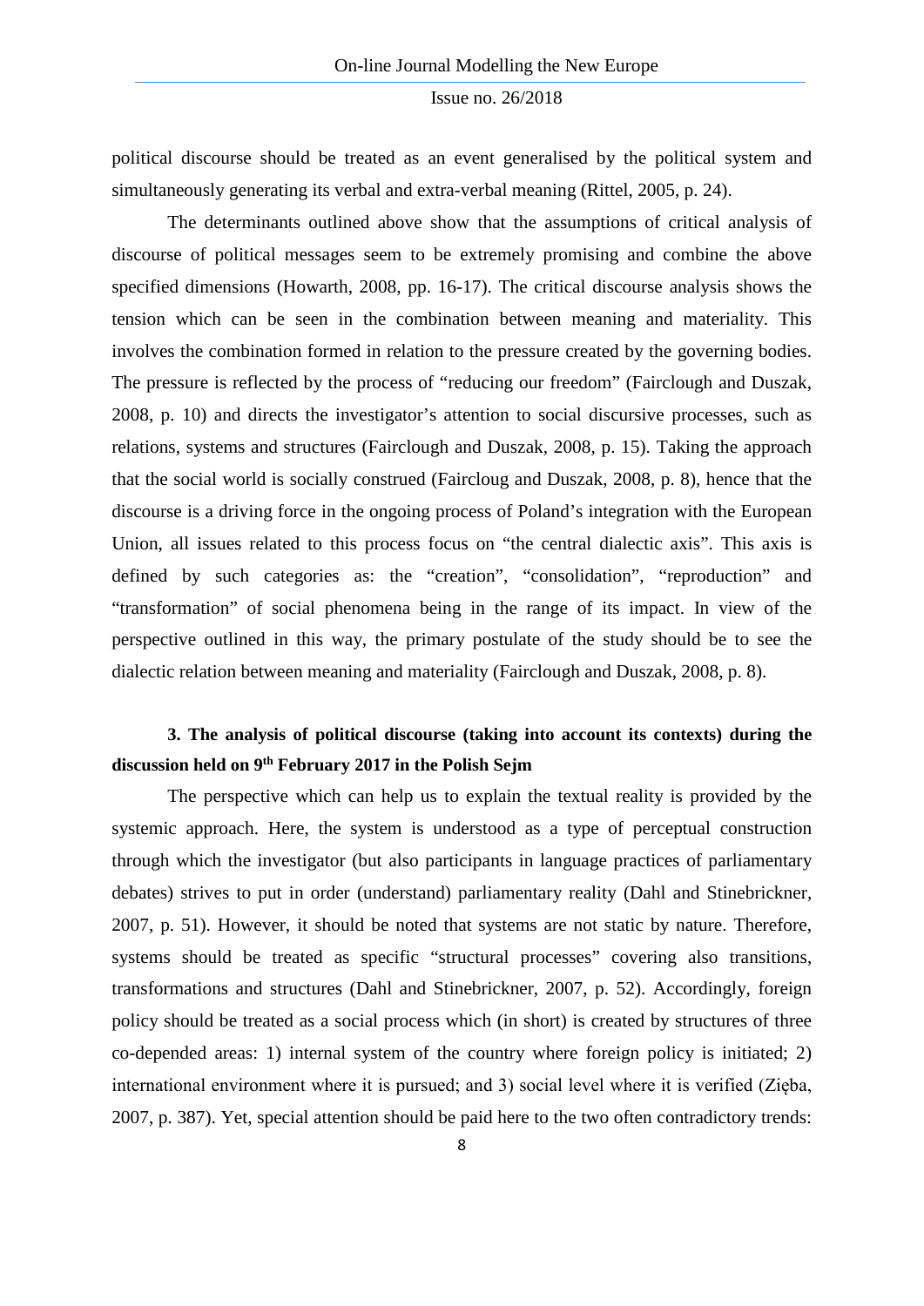political discourse should be treated as an event generalised by the political system and simultaneously generating its verbal and extra-verbal meaning (Rittel, 2005, p. 24).

The determinants outlined above show that the assumptions of critical analysis of discourse of political messages seem to be extremely promising and combine the above specified dimensions (Howarth, 2008, pp. 16-17). The critical discourse analysis shows the tension which can be seen in the combination between meaning and materiality. This involves the combination formed in relation to the pressure created by the governing bodies. The pressure is reflected by the process of "reducing our freedom" (Fairclough and Duszak, 2008, p. 10) and directs the investigator's attention to social discursive processes, such as relations, systems and structures (Fairclough and Duszak, 2008, p. 15). Taking the approach that the social world is socially construed (Faircloug and Duszak, 2008, p. 8), hence that the discourse is a driving force in the ongoing process of Poland's integration with the European Union, all issues related to this process focus on "the central dialectic axis". This axis is defined by such categories as: the "creation", "consolidation", "reproduction" and "transformation" of social phenomena being in the range of its impact. In view of the perspective outlined in this way, the primary postulate of the study should be to see the dialectic relation between meaning and materiality (Fairclough and Duszak, 2008, p. 8).

## 3. The analysis of political discourse (taking into account its contexts) during the discussion held on 9th February 2017 in the Polish Sejm

The perspective which can help us to explain the textual reality is provided by the systemic approach. Here, the system is understood as a type of perceptual construction through which the investigator (but also participants in language practices of parliamentary debates) strives to put in order (understand) parliamentary reality (Dahl and Stinebrickner, 2007, p. 51). However, it should be noted that systems are not static by nature. Therefore, systems should be treated as specific "structural processes" covering also transitions, transformations and structures (Dahl and Stinebrickner, 2007, p. 52). Accordingly, foreign policy should be treated as a social process which (in short) is created by structures of three co-depended areas: 1) internal system of the country where foreign policy is initiated; 2) international environment where it is pursued; and 3) social level where it is verified (Zięba, 2007, p. 387). Yet, special attention should be paid here to the two often contradictory trends: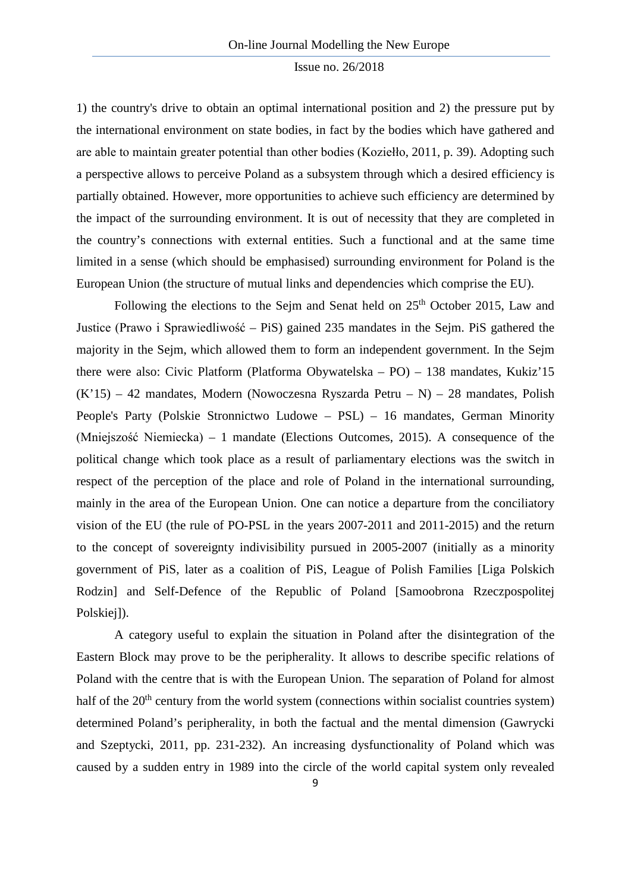1) the country's drive to obtain an optimal international position and 2) the pressure put by the international environment on state bodies, in fact by the bodies which have gathered and are able to maintain greater potential than other bodies (Koziełło, 2011, p. 39). Adopting such a perspective allows to perceive Poland as a subsystem through which a desired efficiency is partially obtained. However, more opportunities to achieve such efficiency are determined by the impact of the surrounding environment. It is out of necessity that they are completed in the country's connections with external entities. Such a functional and at the same time limited in a sense (which should be emphasised) surrounding environment for Poland is the European Union (the structure of mutual links and dependencies which comprise the EU).

Following the elections to the Sejm and Senat held on 25th October 2015, Law and Justice (Prawo i Sprawiedliwość – PiS) gained 235 mandates in the Sejm. PiS gathered the majority in the Sejm, which allowed them to form an independent government. In the Sejm there were also: Civic Platform (Platforma Obywatelska – PO) – 138 mandates, Kukiz'15 (K'15) – 42 mandates, Modern (Nowoczesna Ryszarda Petru – N) – 28 mandates, Polish People's Party (Polskie Stronnictwo Ludowe – PSL) – 16 mandates, German Minority (Mniejszość Niemiecka) – 1 mandate (Elections Outcomes, 2015). A consequence of the political change which took place as a result of parliamentary elections was the switch in respect of the perception of the place and role of Poland in the international surrounding, mainly in the area of the European Union. One can notice a departure from the conciliatory vision of the EU (the rule of PO-PSL in the years 2007-2011 and 2011-2015) and the return to the concept of sovereignty indivisibility pursued in 2005-2007 (initially as a minority government of PiS, later as a coalition of PiS, League of Polish Families [Liga Polskich Rodzin] and Self-Defence of the Republic of Poland [Samoobrona Rzeczpospolitej Polskiej]).

A category useful to explain the situation in Poland after the disintegration of the Eastern Block may prove to be the peripherality. It allows to describe specific relations of Poland with the centre that is with the European Union. The separation of Poland for almost half of the 20th century from the world system (connections within socialist countries system) determined Poland's peripherality, in both the factual and the mental dimension (Gawrycki and Szeptycki, 2011, pp. 231-232). An increasing dysfunctionality of Poland which was caused by a sudden entry in 1989 into the circle of the world capital system only revealed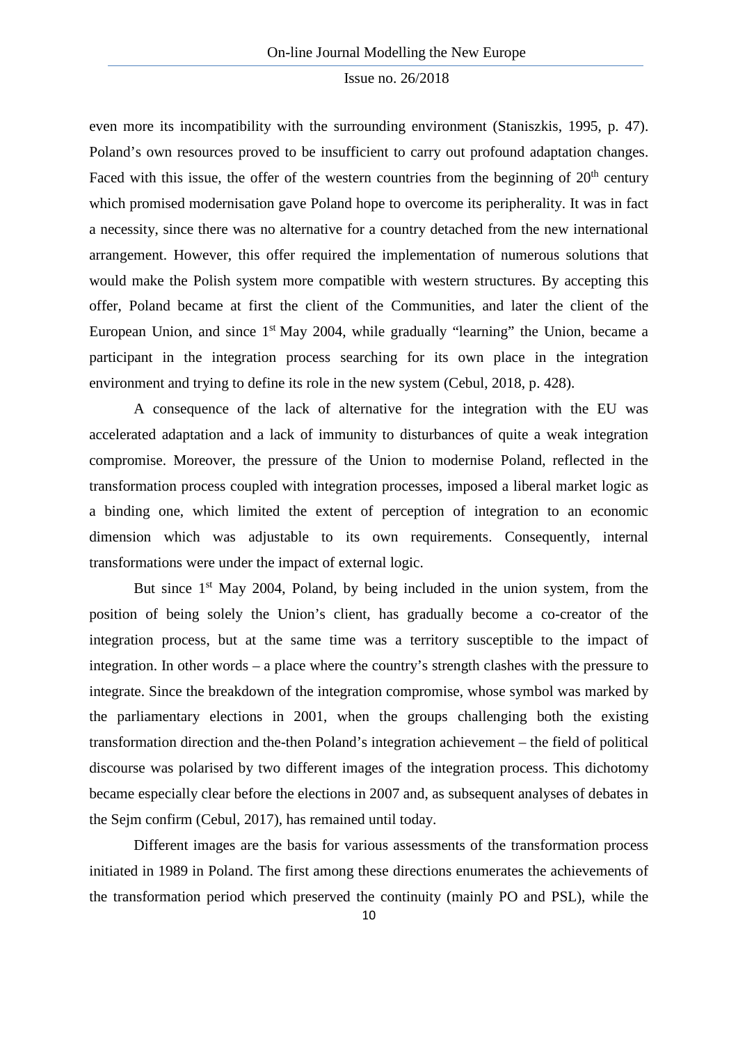even more its incompatibility with the surrounding environment (Staniszkis, 1995, p. 47). Poland's own resources proved to be insufficient to carry out profound adaptation changes. Faced with this issue, the offer of the western countries from the beginning of 20th century which promised modernisation gave Poland hope to overcome its peripherality. It was in fact a necessity, since there was no alternative for a country detached from the new international arrangement. However, this offer required the implementation of numerous solutions that would make the Polish system more compatible with western structures. By accepting this offer, Poland became at first the client of the Communities, and later the client of the European Union, and since 1st May 2004, while gradually "learning" the Union, became a participant in the integration process searching for its own place in the integration environment and trying to define its role in the new system (Cebul, 2018, p. 428).

A consequence of the lack of alternative for the integration with the EU was accelerated adaptation and a lack of immunity to disturbances of quite a weak integration compromise. Moreover, the pressure of the Union to modernise Poland, reflected in the transformation process coupled with integration processes, imposed a liberal market logic as a binding one, which limited the extent of perception of integration to an economic dimension which was adjustable to its own requirements. Consequently, internal transformations were under the impact of external logic.

But since 1st May 2004, Poland, by being included in the union system, from the position of being solely the Union's client, has gradually become a co-creator of the integration process, but at the same time was a territory susceptible to the impact of integration. In other words – a place where the country's strength clashes with the pressure to integrate. Since the breakdown of the integration compromise, whose symbol was marked by the parliamentary elections in 2001, when the groups challenging both the existing transformation direction and the-then Poland's integration achievement – the field of political discourse was polarised by two different images of the integration process. This dichotomy became especially clear before the elections in 2007 and, as subsequent analyses of debates in the Sejm confirm (Cebul, 2017), has remained until today.

Different images are the basis for various assessments of the transformation process initiated in 1989 in Poland. The first among these directions enumerates the achievements of the transformation period which preserved the continuity (mainly PO and PSL), while the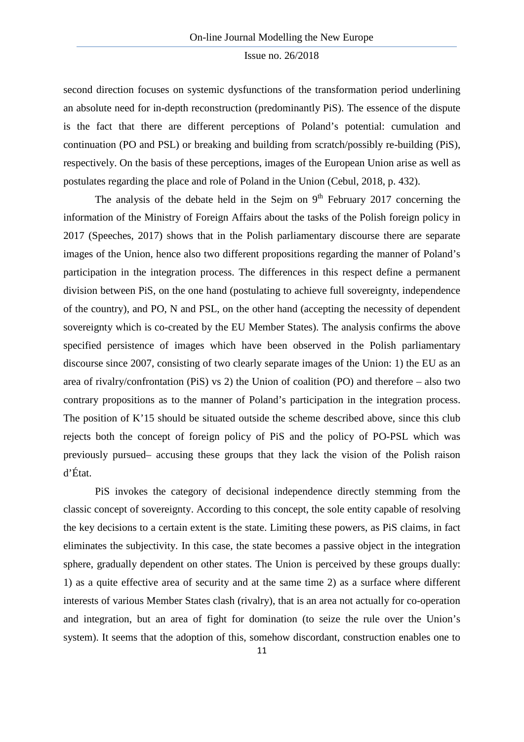second direction focuses on systemic dysfunctions of the transformation period underlining an absolute need for in-depth reconstruction (predominantly PiS). The essence of the dispute is the fact that there are different perceptions of Poland's potential: cumulation and continuation (PO and PSL) or breaking and building from scratch/possibly re-building (PiS), respectively. On the basis of these perceptions, images of the European Union arise as well as postulates regarding the place and role of Poland in the Union (Cebul, 2018, p. 432).

The analysis of the debate held in the Sejm on 9th February 2017 concerning the information of the Ministry of Foreign Affairs about the tasks of the Polish foreign policy in 2017 (Speeches, 2017) shows that in the Polish parliamentary discourse there are separate images of the Union, hence also two different propositions regarding the manner of Poland's participation in the integration process. The differences in this respect define a permanent division between PiS, on the one hand (postulating to achieve full sovereignty, independence of the country), and PO, N and PSL, on the other hand (accepting the necessity of dependent sovereignty which is co-created by the EU Member States). The analysis confirms the above specified persistence of images which have been observed in the Polish parliamentary discourse since 2007, consisting of two clearly separate images of the Union: 1) the EU as an area of rivalry/confrontation (PiS) vs 2) the Union of coalition (PO) and therefore – also two contrary propositions as to the manner of Poland's participation in the integration process. The position of K'15 should be situated outside the scheme described above, since this club rejects both the concept of foreign policy of PiS and the policy of PO-PSL which was previously pursued– accusing these groups that they lack the vision of the Polish raison d'État.

PiS invokes the category of decisional independence directly stemming from the classic concept of sovereignty. According to this concept, the sole entity capable of resolving the key decisions to a certain extent is the state. Limiting these powers, as PiS claims, in fact eliminates the subjectivity. In this case, the state becomes a passive object in the integration sphere, gradually dependent on other states. The Union is perceived by these groups dually: 1) as a quite effective area of security and at the same time 2) as a surface where different interests of various Member States clash (rivalry), that is an area not actually for co-operation and integration, but an area of fight for domination (to seize the rule over the Union's system). It seems that the adoption of this, somehow discordant, construction enables one to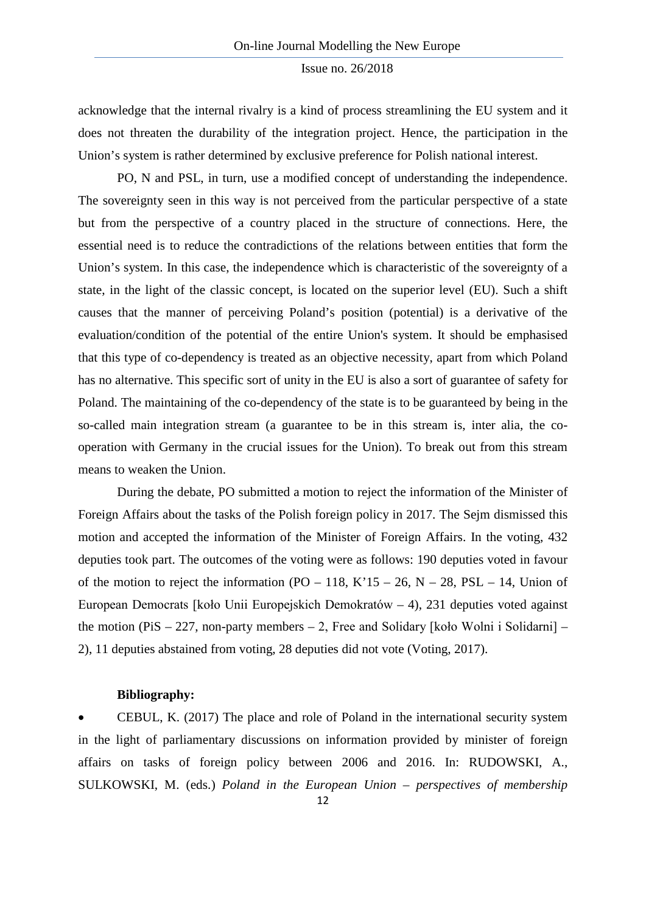acknowledge that the internal rivalry is a kind of process streamlining the EU system and it does not threaten the durability of the integration project. Hence, the participation in the Union's system is rather determined by exclusive preference for Polish national interest.

PO, N and PSL, in turn, use a modified concept of understanding the independence. The sovereignty seen in this way is not perceived from the particular perspective of a state but from the perspective of a country placed in the structure of connections. Here, the essential need is to reduce the contradictions of the relations between entities that form the Union's system. In this case, the independence which is characteristic of the sovereignty of a state, in the light of the classic concept, is located on the superior level (EU). Such a shift causes that the manner of perceiving Poland's position (potential) is a derivative of the evaluation/condition of the potential of the entire Union's system. It should be emphasised that this type of co-dependency is treated as an objective necessity, apart from which Poland has no alternative. This specific sort of unity in the EU is also a sort of guarantee of safety for Poland. The maintaining of the co-dependency of the state is to be guaranteed by being in the so-called main integration stream (a guarantee to be in this stream is, inter alia, the co-operation with Germany in the crucial issues for the Union). To break out from this stream means to weaken the Union.

During the debate, PO submitted a motion to reject the information of the Minister of Foreign Affairs about the tasks of the Polish foreign policy in 2017. The Sejm dismissed this motion and accepted the information of the Minister of Foreign Affairs. In the voting, 432 deputies took part. The outcomes of the voting were as follows: 190 deputies voted in favour of the motion to reject the information (PO – 118, K'15 – 26, N – 28, PSL – 14, Union of European Democrats [koło Unii Europejskich Demokratów – 4), 231 deputies voted against the motion (PiS – 227, non-party members – 2, Free and Solidary [koło Wolni i Solidarni] – 2), 11 deputies abstained from voting, 28 deputies did not vote (Voting, 2017).

**Bibliography:**

- CEBUL, K. (2017) The place and role of Poland in the international security system in the light of parliamentary discussions on information provided by minister of foreign affairs on tasks of foreign policy between 2006 and 2016. In: RUDOWSKI, A., SULKOWSKI, M. (eds.) *Poland in the European Union – perspectives of membership*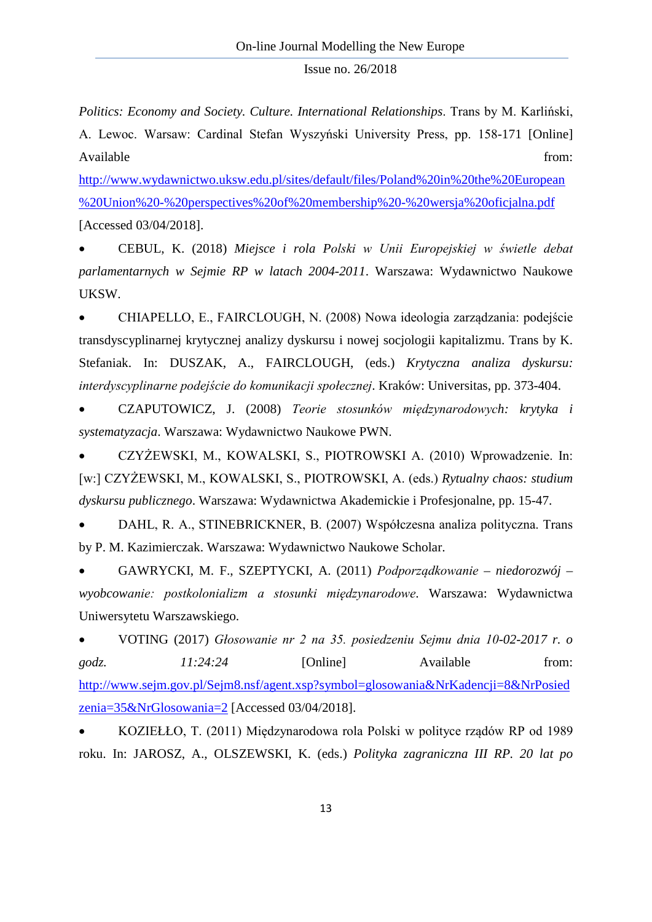*Politics: Economy and Society. Culture. International Relationships*. Trans by M. Karliński, A. Lewoc. Warsaw: Cardinal Stefan Wyszyński University Press, pp. 158-171 [Online] Available from: http://www.wydawnictwo.uksw.edu.pl/sites/default/files/Poland%20in%20the%20European%20Union%20-%20perspectives%20of%20membership%20-%20wersja%20oficjalna.pdf [Accessed 03/04/2018].

- CEBUL, K. (2018) *Miejsce i rola Polski w Unii Europejskiej w świetle debat parlamentarnych w Sejmie RP w latach 2004-2011*. Warszawa: Wydawnictwo Naukowe UKSW.
- CHIAPELLO, E., FAIRCLOUGH, N. (2008) Nowa ideologia zarządzania: podejście transdyscyplinarnej krytycznej analizy dyskursu i nowej socjologii kapitalizmu. Trans by K. Stefaniak. In: DUSZAK, A., FAIRCLOUGH, (eds.) *Krytyczna analiza dyskursu: interdyscyplinarne podejście do komunikacji społecznej*. Kraków: Universitas, pp. 373-404.
- CZAPUTOWICZ, J. (2008) *Teorie stosunków międzynarodowych: krytyka i systematyzacja*. Warszawa: Wydawnictwo Naukowe PWN.
- CZYŻEWSKI, M., KOWALSKI, S., PIOTROWSKI A. (2010) Wprowadzenie. In: [w:] CZYŻEWSKI, M., KOWALSKI, S., PIOTROWSKI, A. (eds.) *Rytualny chaos: studium dyskursu publicznego*. Warszawa: Wydawnictwa Akademickie i Profesjonalne, pp. 15-47.
- DAHL, R. A., STINEBRICKNER, B. (2007) Współczesna analiza polityczna. Trans by P. M. Kazimierczak. Warszawa: Wydawnictwo Naukowe Scholar.
- GAWRYCKI, M. F., SZEPTYCKI, A. (2011) *Podporządkowanie – niedorozwój – wyobcowanie: postkolonializm a stosunki międzynarodowe*. Warszawa: Wydawnictwa Uniwersytetu Warszawskiego.
- VOTING (2017) *Głosowanie nr 2 na 35. posiedzeniu Sejmu dnia 10-02-2017 r. o godz. 11:24:24* [Online] Available from: http://www.sejm.gov.pl/Sejm8.nsf/agent.xsp?symbol=glosowania&NrKadencji=8&NrPosiedzenia=35&NrGlosowania=2 [Accessed 03/04/2018].
- KOZIEŁŁO, T. (2011) Międzynarodowa rola Polski w polityce rządów RP od 1989 roku. In: JAROSZ, A., OLSZEWSKI, K. (eds.) *Polityka zagraniczna III RP. 20 lat po*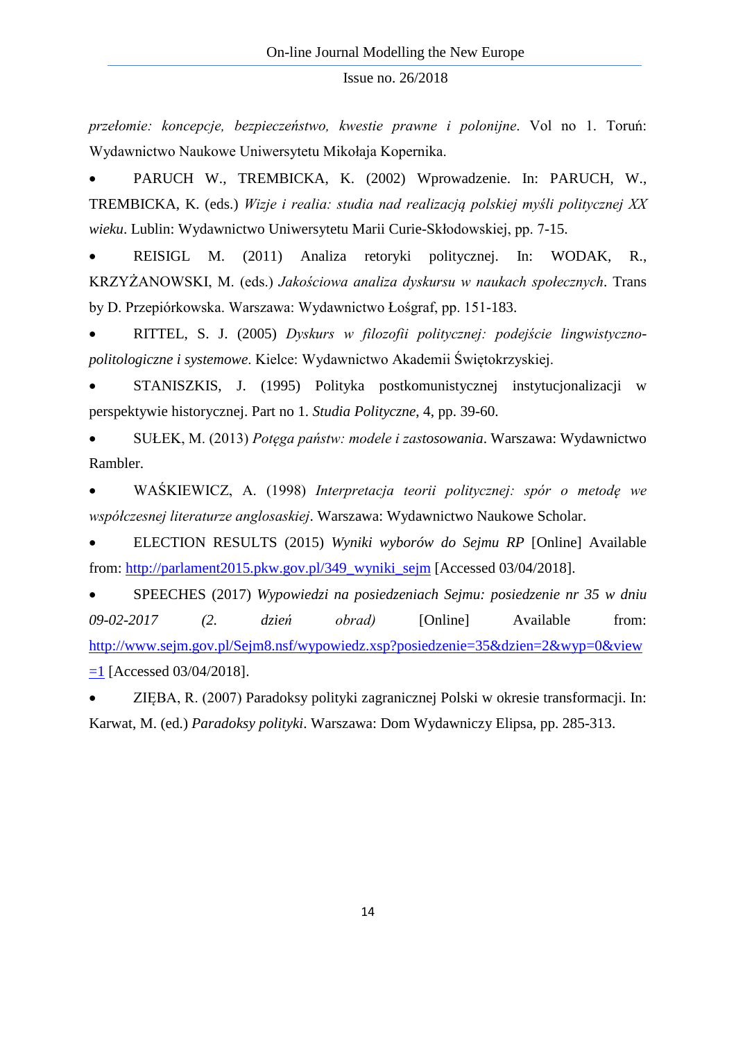*przełomie: koncepcje, bezpieczeństwo, kwestie prawne i polonijne*. Vol no 1. Toruń: Wydawnictwo Naukowe Uniwersytetu Mikołaja Kopernika.

- PARUCH W., TREMBICKA, K. (2002) Wprowadzenie. In: PARUCH, W., TREMBICKA, K. (eds.) *Wizje i realia: studia nad realizacją polskiej myśli politycznej XX wieku*. Lublin: Wydawnictwo Uniwersytetu Marii Curie-Skłodowskiej, pp. 7-15.
- REISIGL M. (2011) Analiza retoryki politycznej. In: WODAK, R., KRZYŻANOWSKI, M. (eds.) *Jakościowa analiza dyskursu w naukach społecznych*. Trans by D. Przepiórkowska. Warszawa: Wydawnictwo Łośgraf, pp. 151-183.
- RITTEL, S. J. (2005) *Dyskurs w filozofii politycznej: podejście lingwistyczno-politologiczne i systemowe*. Kielce: Wydawnictwo Akademii Świętokrzyskiej.
- STANISZKIS, J. (1995) Polityka postkomunistycznej instytucjonalizacji w perspektywie historycznej. Part no 1. *Studia Polityczne*, 4, pp. 39-60.
- SUŁEK, M. (2013) *Potęga państw: modele i zastosowania*. Warszawa: Wydawnictwo Rambler.
- WAŚKIEWICZ, A. (1998) *Interpretacja teorii politycznej: spór o metodę we współczesnej literaturze anglosaskiej*. Warszawa: Wydawnictwo Naukowe Scholar.
- ELECTION RESULTS (2015) *Wyniki wyborów do Sejmu RP* [Online] Available from: http://parlament2015.pkw.gov.pl/349_wyniki_sejm [Accessed 03/04/2018].
- SPEECHES (2017) *Wypowiedzi na posiedzeniach Sejmu: posiedzenie nr 35 w dniu 09-02-2017 (2. dzień obrad)* [Online] Available from: http://www.sejm.gov.pl/Sejm8.nsf/wypowiedz.xsp?posiedzenie=35&dzien=2&wyp=0&view=1 [Accessed 03/04/2018].
- ZIĘBA, R. (2007) Paradoksy polityki zagranicznej Polski w okresie transformacji. In: Karwat, M. (ed.) *Paradoksy polityki*. Warszawa: Dom Wydawniczy Elipsa, pp. 285-313.